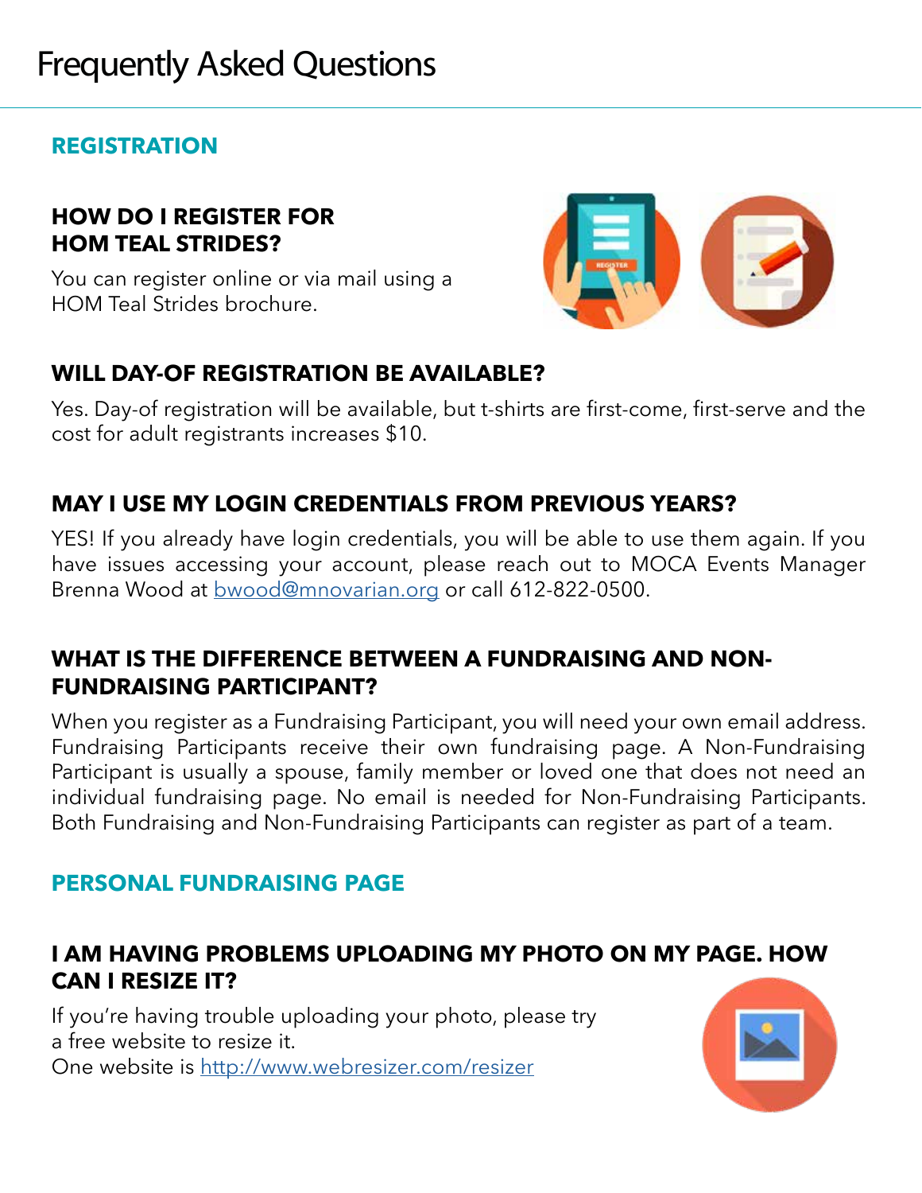# Frequently Asked Questions

## REGISTRATION

### HOW DO I REGISTER FOR HOM TEAL STRIDES?

You can register online or via mail using a HOM Teal Strides brochure.

### WILL DAY-OF REGISTRATION BE AVAILABLE?

Yes. Day-of registration will be available, but t-shirts are first-come, first-serve and the cost for adult registrants increases $10.

### MAY I USE MY LOGIN CREDENTIALS FROM PREVIOUS YEARS?

YES! If you already have login credentials, you will be able to use them again. If you have issues accessing your account, please reach out to MOCA Events Manager Brenna Wood at bwood@mnovarian.org or call 612-822-0500.

### WHAT IS THE DIFFERENCE BETWEEN A FUNDRAISING AND NON-FUNDRAISING PARTICIPANT?

When you register as a Fundraising Participant, you will need your own email address. Fundraising Participants receive their own fundraising page. A Non-Fundraising Participant is usually a spouse, family member or loved one that does not need an individual fundraising page. No email is needed for Non-Fundraising Participants. Both Fundraising and Non-Fundraising Participants can register as part of a team.

## PERSONAL FUNDRAISING PAGE

### I AM HAVING PROBLEMS UPLOADING MY PHOTO ON MY PAGE. HOW CAN I RESIZE IT?

If you're having trouble uploading your photo, please try a free website to resize it.
One website is http://www.webresizer.com/resizer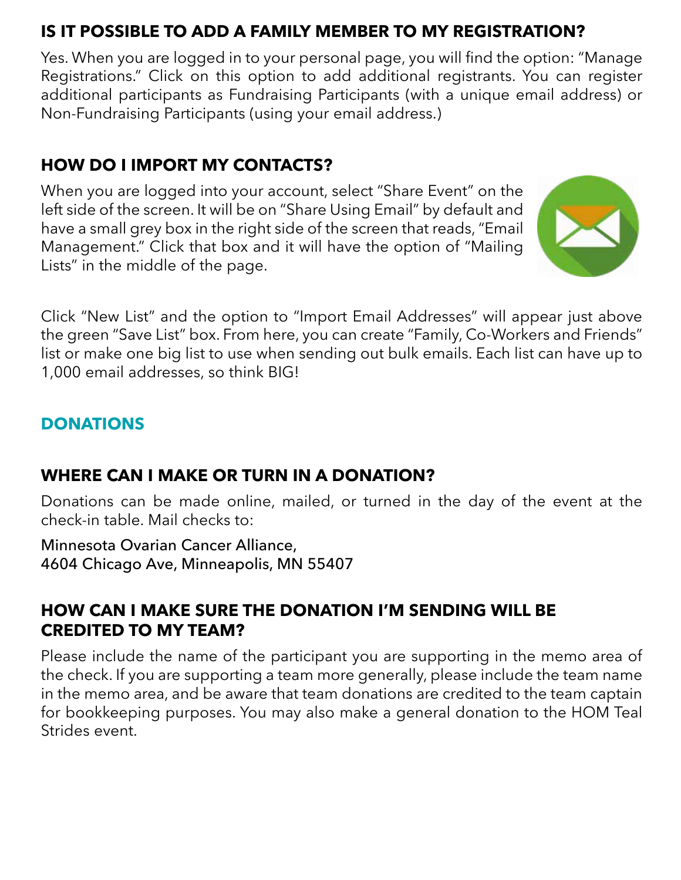### IS IT POSSIBLE TO ADD A FAMILY MEMBER TO MY REGISTRATION?

Yes. When you are logged in to your personal page, you will find the option: "Manage Registrations." Click on this option to add additional registrants. You can register additional participants as Fundraising Participants (with a unique email address) or Non-Fundraising Participants (using your email address.)

### HOW DO I IMPORT MY CONTACTS?

When you are logged into your account, select "Share Event" on the left side of the screen. It will be on "Share Using Email" by default and have a small grey box in the right side of the screen that reads, "Email Management." Click that box and it will have the option of "Mailing Lists" in the middle of the page.

Click "New List" and the option to "Import Email Addresses" will appear just above the green "Save List" box. From here, you can create "Family, Co-Workers and Friends" list or make one big list to use when sending out bulk emails. Each list can have up to 1,000 email addresses, so think BIG!

## DONATIONS

### WHERE CAN I MAKE OR TURN IN A DONATION?

Donations can be made online, mailed, or turned in the day of the event at the check-in table. Mail checks to:

Minnesota Ovarian Cancer Alliance,
4604 Chicago Ave, Minneapolis, MN 55407

### HOW CAN I MAKE SURE THE DONATION I'M SENDING WILL BE CREDITED TO MY TEAM?

Please include the name of the participant you are supporting in the memo area of the check. If you are supporting a team more generally, please include the team name in the memo area, and be aware that team donations are credited to the team captain for bookkeeping purposes. You may also make a general donation to the HOM Teal Strides event.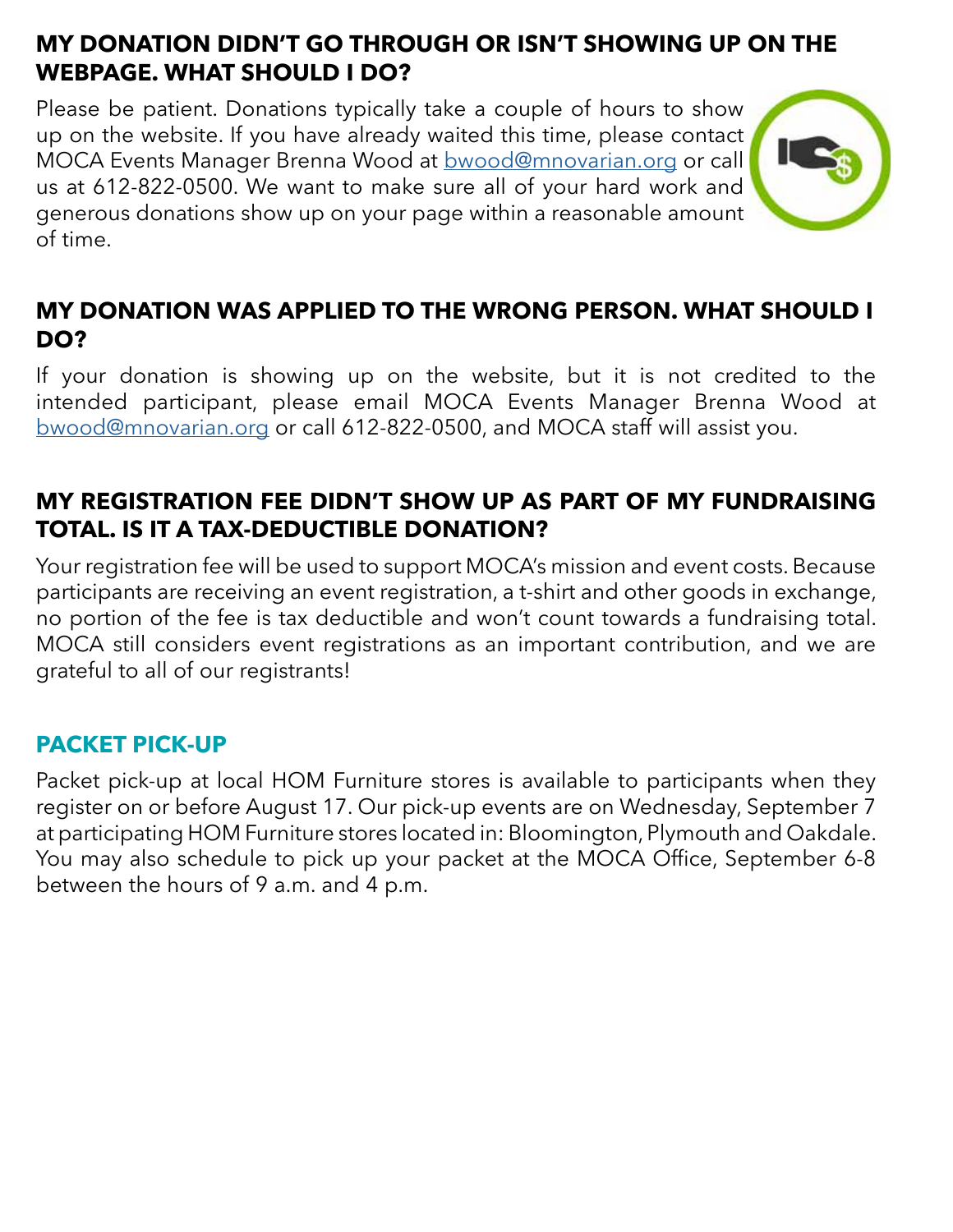### MY DONATION DIDN'T GO THROUGH OR ISN'T SHOWING UP ON THE WEBPAGE. WHAT SHOULD I DO?

Please be patient. Donations typically take a couple of hours to show up on the website. If you have already waited this time, please contact MOCA Events Manager Brenna Wood at bwood@mnovarian.org or call us at 612-822-0500. We want to make sure all of your hard work and generous donations show up on your page within a reasonable amount of time.

### MY DONATION WAS APPLIED TO THE WRONG PERSON. WHAT SHOULD I DO?

If your donation is showing up on the website, but it is not credited to the intended participant, please email MOCA Events Manager Brenna Wood at bwood@mnovarian.org or call 612-822-0500, and MOCA staff will assist you.

### MY REGISTRATION FEE DIDN'T SHOW UP AS PART OF MY FUNDRAISING TOTAL. IS IT A TAX-DEDUCTIBLE DONATION?

Your registration fee will be used to support MOCA's mission and event costs. Because participants are receiving an event registration, a t-shirt and other goods in exchange, no portion of the fee is tax deductible and won't count towards a fundraising total. MOCA still considers event registrations as an important contribution, and we are grateful to all of our registrants!

## PACKET PICK-UP

Packet pick-up at local HOM Furniture stores is available to participants when they register on or before August 17. Our pick-up events are on Wednesday, September 7 at participating HOM Furniture stores located in: Bloomington, Plymouth and Oakdale. You may also schedule to pick up your packet at the MOCA Office, September 6-8 between the hours of 9 a.m. and 4 p.m.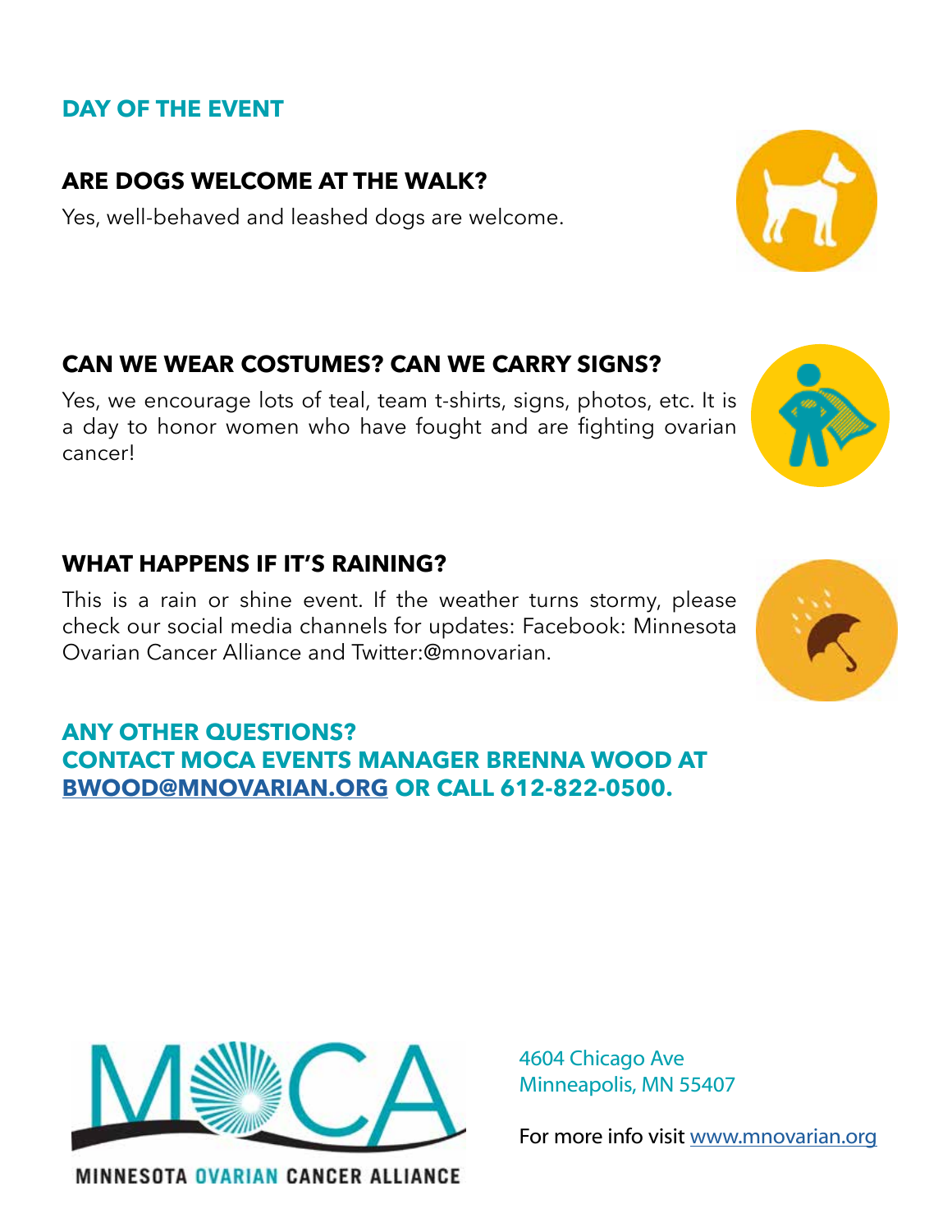## DAY OF THE EVENT

### ARE DOGS WELCOME AT THE WALK?

Yes, well-behaved and leashed dogs are welcome.

### CAN WE WEAR COSTUMES? CAN WE CARRY SIGNS?

Yes, we encourage lots of teal, team t-shirts, signs, photos, etc. It is a day to honor women who have fought and are fighting ovarian cancer!

### WHAT HAPPENS IF IT'S RAINING?

This is a rain or shine event. If the weather turns stormy, please check our social media channels for updates: Facebook: Minnesota Ovarian Cancer Alliance and Twitter:@mnovarian.

**ANY OTHER QUESTIONS?**
**CONTACT MOCA EVENTS MANAGER BRENNA WOOD AT [BWOOD@MNOVARIAN.ORG](mailto:BWOOD@MNOVARIAN.ORG) OR CALL 612-822-0500.**

MINNESOTA OVARIAN CANCER ALLIANCE

4604 Chicago Ave
Minneapolis, MN 55407

For more info visit [www.mnovarian.org](http://www.mnovarian.org)